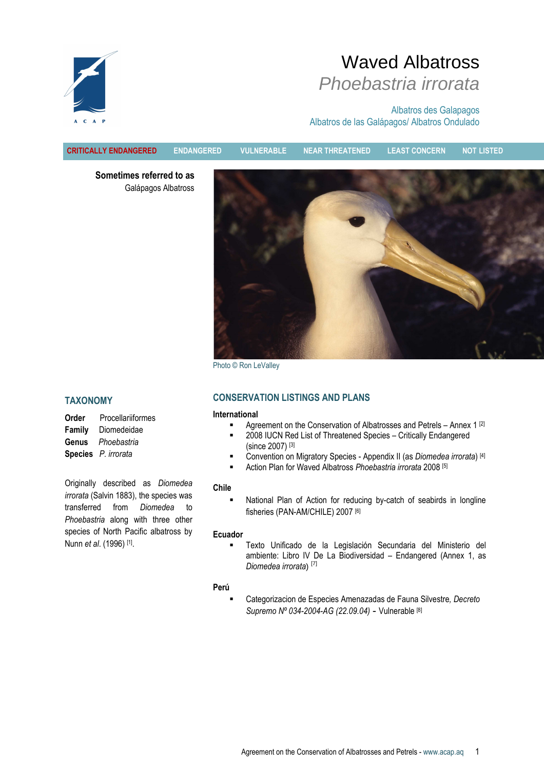# Waved Albatross

## *Phoebastria irrorata*

Albatros des Galapagos
Albatros de las Galápagos/ Albatros Ondulado

**CRITICALLY ENDANGERED** | ENDANGERED | VULNERABLE | NEAR THREATENED | LEAST CONCERN | NOT LISTED

**Sometimes referred to as**
Galápagos Albatross

Photo © Ron LeValley

## TAXONOMY

**Order** Procellariiformes
**Family** Diomedeidae
**Genus** *Phoebastria*
**Species** *P. irrorata*

Originally described as *Diomedea irrorata* (Salvin 1883), the species was transferred from *Diomedea* to *Phoebastria* along with three other species of North Pacific albatross by Nunn *et al.* (1996) [1].

## CONSERVATION LISTINGS AND PLANS

**International**

- Agreement on the Conservation of Albatrosses and Petrels – Annex 1 [2]
- 2008 IUCN Red List of Threatened Species – Critically Endangered (since 2007) [3]
- Convention on Migratory Species - Appendix II (as *Diomedea irrorata*) [4]
- Action Plan for Waved Albatross *Phoebastria irrorata* 2008 [5]

**Chile**

- National Plan of Action for reducing by-catch of seabirds in longline fisheries (PAN-AM/CHILE) 2007 [6]

**Ecuador**

- Texto Unificado de la Legislación Secundaria del Ministerio del ambiente: Libro IV De La Biodiversidad – Endangered (Annex 1, as *Diomedea irrorata*) [7]

**Perú**

- Categorizacion de Especies Amenazadas de Fauna Silvestre, *Decreto Supremo Nº 034-2004-AG (22.09.04)* - Vulnerable [8]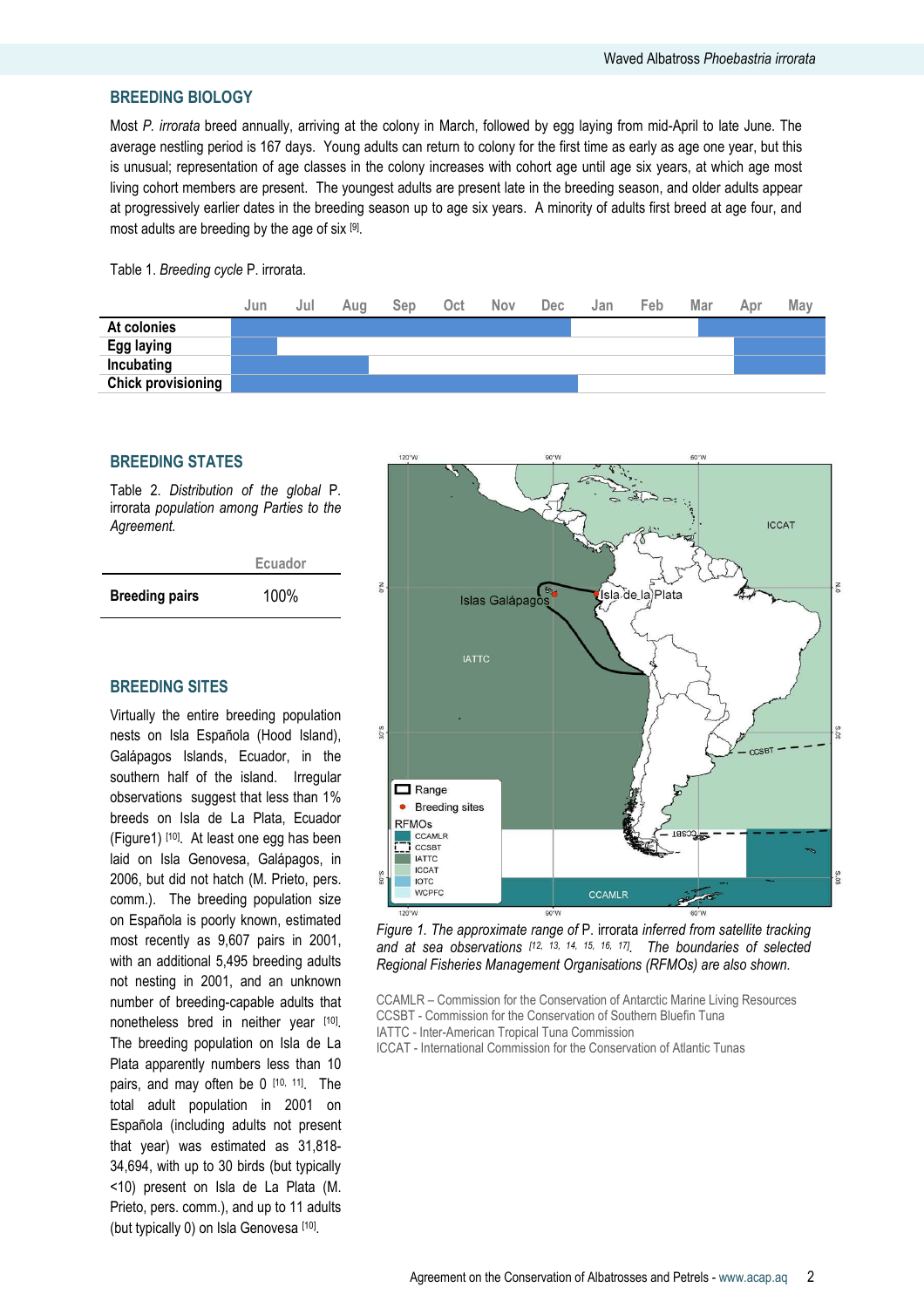## BREEDING BIOLOGY

Most *P. irrorata* breed annually, arriving at the colony in March, followed by egg laying from mid-April to late June. The average nestling period is 167 days. Young adults can return to colony for the first time as early as age one year, but this is unusual; representation of age classes in the colony increases with cohort age until age six years, at which age most living cohort members are present. The youngest adults are present late in the breeding season, and older adults appear at progressively earlier dates in the breeding season up to age six years. A minority of adults first breed at age four, and most adults are breeding by the age of six [9].

Table 1. *Breeding cycle* P. irrorata.

| | Jun | Jul | Aug | Sep | Oct | Nov | Dec | Jan | Feb | Mar | Apr | May |
|---|---|---|---|---|---|---|---|---|---|---|---|---|
| **At colonies** | X | X | X | X | X | X | X | | | X | X | X |
| **Egg laying** | X | | | | | | | | | | X | X |
| **Incubating** | X | X | X | | | | | | | | X | X |
| **Chick provisioning** | X | X | X | X | X | X | X | | | | | |

## BREEDING STATES

Table 2. *Distribution of the global* P. irrorata *population among Parties to the Agreement.*

| | Ecuador |
|---|---|
| **Breeding pairs** | 100% |

## BREEDING SITES

Virtually the entire breeding population nests on Isla Española (Hood Island), Galápagos Islands, Ecuador, in the southern half of the island. Irregular observations suggest that less than 1% breeds on Isla de La Plata, Ecuador (Figure1) [10]. At least one egg has been laid on Isla Genovesa, Galápagos, in 2006, but did not hatch (M. Prieto, pers. comm.). The breeding population size on Española is poorly known, estimated most recently as 9,607 pairs in 2001, with an additional 5,495 breeding adults not nesting in 2001, and an unknown number of breeding-capable adults that nonetheless bred in neither year [10]. The breeding population on Isla de La Plata apparently numbers less than 10 pairs, and may often be 0 [10, 11]. The total adult population in 2001 on Española (including adults not present that year) was estimated as 31,818-34,694, with up to 30 birds (but typically <10) present on Isla de La Plata (M. Prieto, pers. comm.), and up to 11 adults (but typically 0) on Isla Genovesa [10].

*Figure 1. The approximate range of* P. irrorata *inferred from satellite tracking and at sea observations* [12, 13, 14, 15, 16, 17]. *The boundaries of selected Regional Fisheries Management Organisations (RFMOs) are also shown.*

CCAMLR – Commission for the Conservation of Antarctic Marine Living Resources
CCSBT - Commission for the Conservation of Southern Bluefin Tuna
IATTC - Inter-American Tropical Tuna Commission
ICCAT - International Commission for the Conservation of Atlantic Tunas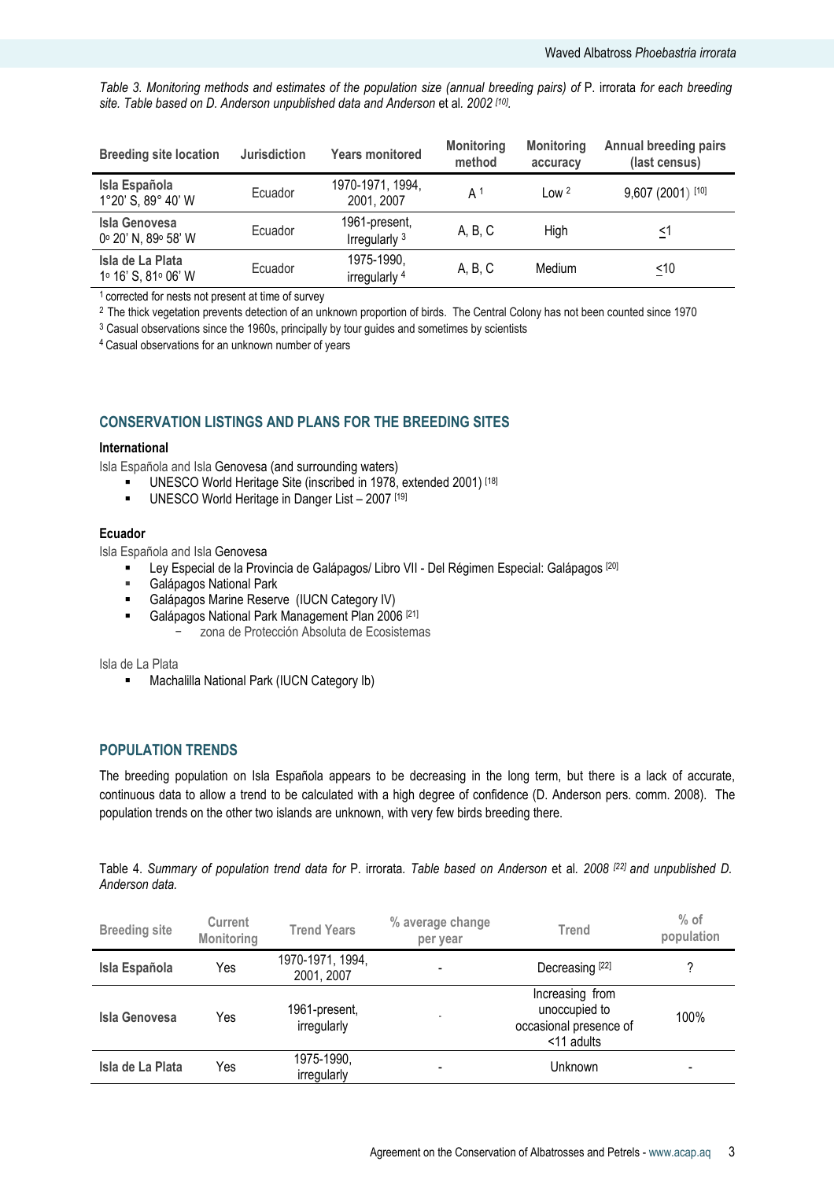*Table 3. Monitoring methods and estimates of the population size (annual breeding pairs) of P. irrorata for each breeding site. Table based on D. Anderson unpublished data and Anderson et al. 2002 [10].*

| Breeding site location | Jurisdiction | Years monitored | Monitoring method | Monitoring accuracy | Annual breeding pairs (last census) |
|---|---|---|---|---|---|
| **Isla Española** 1°20' S, 89° 40' W | Ecuador | 1970-1971, 1994, 2001, 2007 | A [1] | Low [2] | 9,607 (2001) [10] |
| **Isla Genovesa** 0° 20' N, 89° 58' W | Ecuador | 1961-present, Irregularly [3] | A, B, C | High | ≤1 |
| **Isla de La Plata** 1° 16' S, 81° 06' W | Ecuador | 1975-1990, irregularly [4] | A, B, C | Medium | ≤10 |

[1] corrected for nests not present at time of survey

[2] The thick vegetation prevents detection of an unknown proportion of birds. The Central Colony has not been counted since 1970

[3] Casual observations since the 1960s, principally by tour guides and sometimes by scientists

[4] Casual observations for an unknown number of years

## CONSERVATION LISTINGS AND PLANS FOR THE BREEDING SITES

### International

Isla Española and Isla Genovesa (and surrounding waters)

- UNESCO World Heritage Site (inscribed in 1978, extended 2001) [18]
- UNESCO World Heritage in Danger List – 2007 [19]

### Ecuador

Isla Española and Isla Genovesa

- Ley Especial de la Provincia de Galápagos/ Libro VII - Del Régimen Especial: Galápagos [20]
- Galápagos National Park
- Galápagos Marine Reserve (IUCN Category IV)
- Galápagos National Park Management Plan 2006 [21]
  - zona de Protección Absoluta de Ecosistemas

Isla de La Plata

- Machalilla National Park (IUCN Category Ib)

## POPULATION TRENDS

The breeding population on Isla Española appears to be decreasing in the long term, but there is a lack of accurate, continuous data to allow a trend to be calculated with a high degree of confidence (D. Anderson pers. comm. 2008). The population trends on the other two islands are unknown, with very few birds breeding there.

Table 4. *Summary of population trend data for P. irrorata. Table based on Anderson et al. 2008 [22] and unpublished D. Anderson data.*

| Breeding site | Current Monitoring | Trend Years | % average change per year | Trend | % of population |
|---|---|---|---|---|---|
| **Isla Española** | Yes | 1970-1971, 1994, 2001, 2007 | - | Decreasing [22] | ? |
| **Isla Genovesa** | Yes | 1961-present, irregularly | - | Increasing from unoccupied to occasional presence of <11 adults | 100% |
| **Isla de La Plata** | Yes | 1975-1990, irregularly | - | Unknown | - |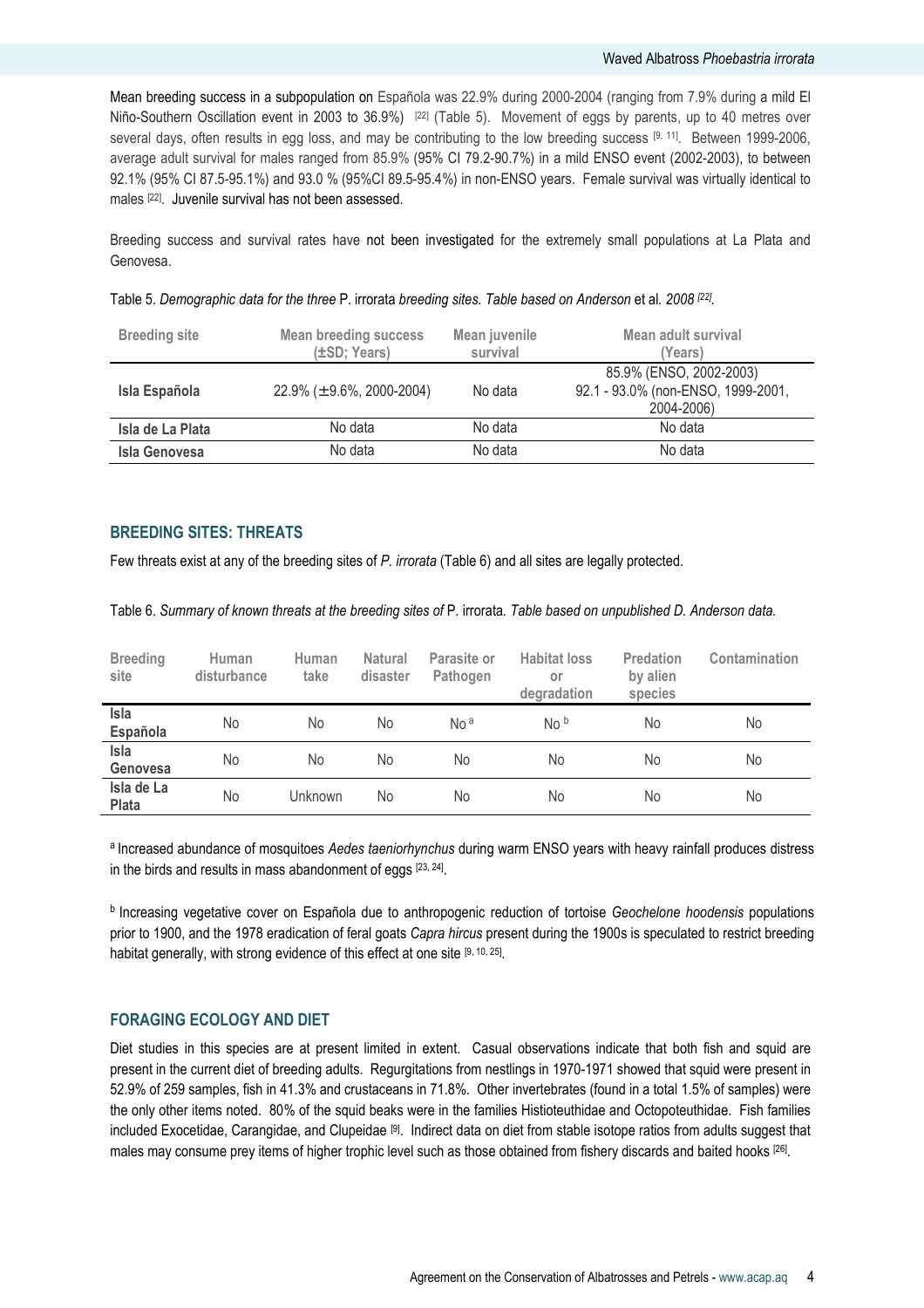Mean breeding success in a subpopulation on Española was 22.9% during 2000-2004 (ranging from 7.9% during a mild El Niño-Southern Oscillation event in 2003 to 36.9%) [22] (Table 5). Movement of eggs by parents, up to 40 metres over several days, often results in egg loss, and may be contributing to the low breeding success [9, 11]. Between 1999-2006, average adult survival for males ranged from 85.9% (95% CI 79.2-90.7%) in a mild ENSO event (2002-2003), to between 92.1% (95% CI 87.5-95.1%) and 93.0 % (95%CI 89.5-95.4%) in non-ENSO years. Female survival was virtually identical to males [22]. Juvenile survival has not been assessed.

Breeding success and survival rates have not been investigated for the extremely small populations at La Plata and Genovesa.

Table 5. *Demographic data for the three* P. irrorata *breeding sites. Table based on Anderson* et al. *2008* [22].

| Breeding site | Mean breeding success (±SD; Years) | Mean juvenile survival | Mean adult survival (Years) |
|---|---|---|---|
| **Isla Española** | 22.9% (±9.6%, 2000-2004) | No data | 85.9% (ENSO, 2002-2003) 92.1 - 93.0% (non-ENSO, 1999-2001, 2004-2006) |
| **Isla de La Plata** | No data | No data | No data |
| **Isla Genovesa** | No data | No data | No data |

## BREEDING SITES: THREATS

Few threats exist at any of the breeding sites of *P. irrorata* (Table 6) and all sites are legally protected.

Table 6. *Summary of known threats at the breeding sites of* P. irrorata*. Table based on unpublished D. Anderson data.*

| Breeding site | Human disturbance | Human take | Natural disaster | Parasite or Pathogen | Habitat loss or degradation | Predation by alien species | Contamination |
|---|---|---|---|---|---|---|---|
| **Isla Española** | No | No | No | No [a] | No [b] | No | No |
| **Isla Genovesa** | No | No | No | No | No | No | No |
| **Isla de La Plata** | No | Unknown | No | No | No | No | No |

[a] Increased abundance of mosquitoes *Aedes taeniorhynchus* during warm ENSO years with heavy rainfall produces distress in the birds and results in mass abandonment of eggs [23, 24].

[b] Increasing vegetative cover on Española due to anthropogenic reduction of tortoise *Geochelone hoodensis* populations prior to 1900, and the 1978 eradication of feral goats *Capra hircus* present during the 1900s is speculated to restrict breeding habitat generally, with strong evidence of this effect at one site [9, 10, 25].

## FORAGING ECOLOGY AND DIET

Diet studies in this species are at present limited in extent. Casual observations indicate that both fish and squid are present in the current diet of breeding adults. Regurgitations from nestlings in 1970-1971 showed that squid were present in 52.9% of 259 samples, fish in 41.3% and crustaceans in 71.8%. Other invertebrates (found in a total 1.5% of samples) were the only other items noted. 80% of the squid beaks were in the families Histioteuthidae and Octopoteuthidae. Fish families included Exocetidae, Carangidae, and Clupeidae [9]. Indirect data on diet from stable isotope ratios from adults suggest that males may consume prey items of higher trophic level such as those obtained from fishery discards and baited hooks [26].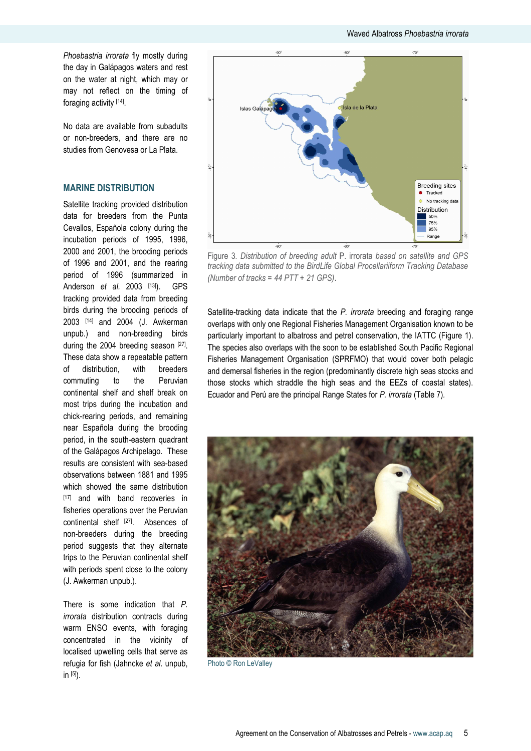*Phoebastria irrorata* fly mostly during the day in Galápagos waters and rest on the water at night, which may or may not reflect on the timing of foraging activity [14].

No data are available from subadults or non-breeders, and there are no studies from Genovesa or La Plata.

## MARINE DISTRIBUTION

Satellite tracking provided distribution data for breeders from the Punta Cevallos, Española colony during the incubation periods of 1995, 1996, 2000 and 2001, the brooding periods of 1996 and 2001, and the rearing period of 1996 (summarized in Anderson *et al.* 2003 [13]). GPS tracking provided data from breeding birds during the brooding periods of 2003 [14] and 2004 (J. Awkerman unpub.) and non-breeding birds during the 2004 breeding season [27]. These data show a repeatable pattern of distribution, with breeders commuting to the Peruvian continental shelf and shelf break on most trips during the incubation and chick-rearing periods, and remaining near Española during the brooding period, in the south-eastern quadrant of the Galápagos Archipelago. These results are consistent with sea-based observations between 1881 and 1995 which showed the same distribution [17] and with band recoveries in fisheries operations over the Peruvian continental shelf [27]. Absences of non-breeders during the breeding period suggests that they alternate trips to the Peruvian continental shelf with periods spent close to the colony (J. Awkerman unpub.).

There is some indication that *P. irrorata* distribution contracts during warm ENSO events, with foraging concentrated in the vicinity of localised upwelling cells that serve as refugia for fish (Jahncke *et al.* unpub, in [5]).

Figure 3. *Distribution of breeding adult* P. irrorata *based on satellite and GPS tracking data submitted to the BirdLife Global Procellariiform Tracking Database (Number of tracks = 44 PTT + 21 GPS).*

Satellite-tracking data indicate that the *P. irrorata* breeding and foraging range overlaps with only one Regional Fisheries Management Organisation known to be particularly important to albatross and petrel conservation, the IATTC (Figure 1). The species also overlaps with the soon to be established South Pacific Regional Fisheries Management Organisation (SPRFMO) that would cover both pelagic and demersal fisheries in the region (predominantly discrete high seas stocks and those stocks which straddle the high seas and the EEZs of coastal states). Ecuador and Perú are the principal Range States for *P. irrorata* (Table 7).

Photo © Ron LeValley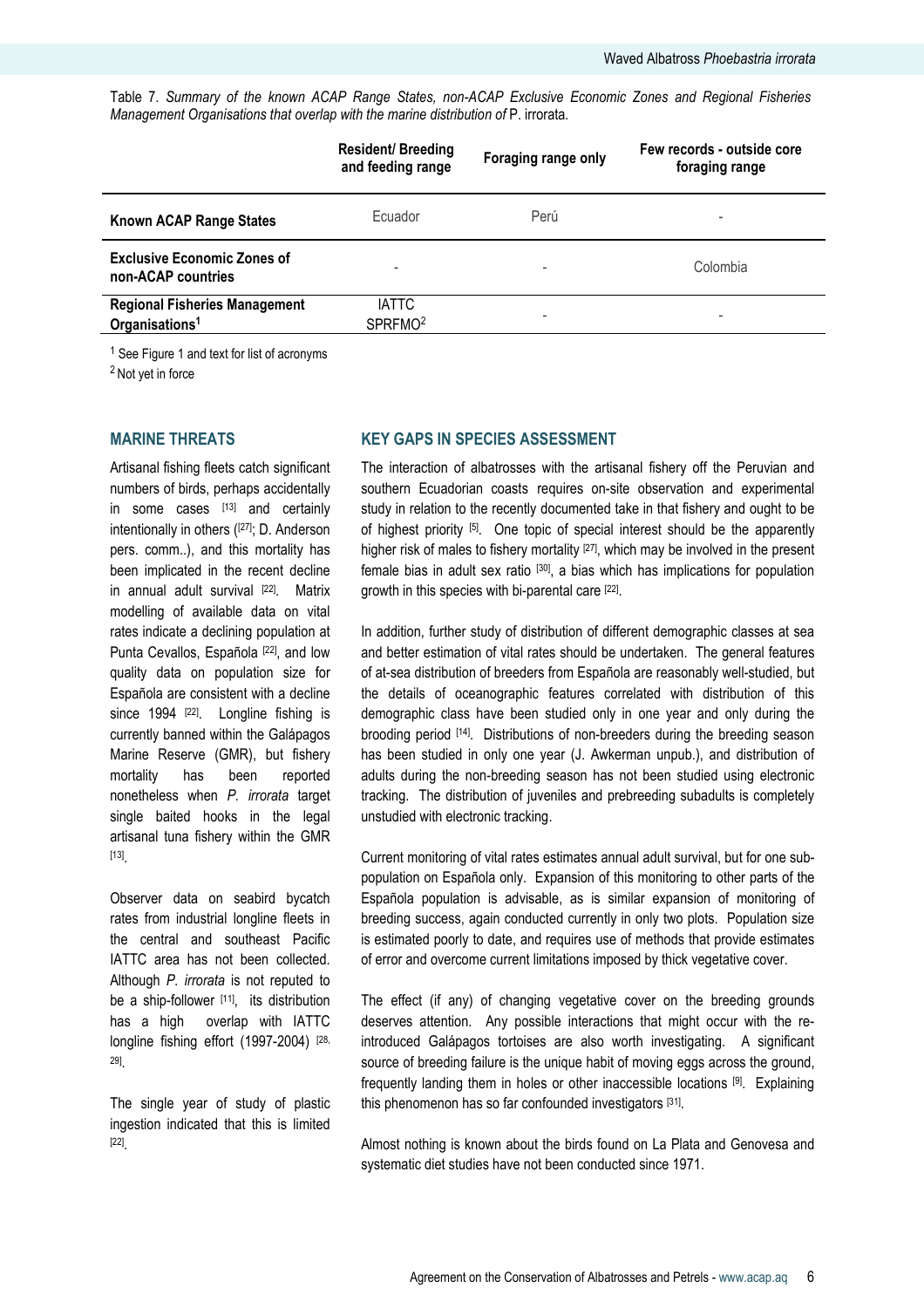Table 7. *Summary of the known ACAP Range States, non-ACAP Exclusive Economic Zones and Regional Fisheries Management Organisations that overlap with the marine distribution of* P. irrorata*.*

| | Resident/ Breeding and feeding range | Foraging range only | Few records - outside core foraging range |
|---|---|---|---|
| **Known ACAP Range States** | Ecuador | Perú | - |
| **Exclusive Economic Zones of non-ACAP countries** | - | - | Colombia |
| **Regional Fisheries Management Organisations[1]** | IATTC SPRFMO[2] | - | - |

[1] See Figure 1 and text for list of acronyms

[2] Not yet in force

## MARINE THREATS

Artisanal fishing fleets catch significant numbers of birds, perhaps accidentally in some cases [13] and certainly intentionally in others ([27]; D. Anderson pers. comm..), and this mortality has been implicated in the recent decline in annual adult survival [22]. Matrix modelling of available data on vital rates indicate a declining population at Punta Cevallos, Española [22], and low quality data on population size for Española are consistent with a decline since 1994 [22]. Longline fishing is currently banned within the Galápagos Marine Reserve (GMR), but fishery mortality has been reported nonetheless when *P. irrorata* target single baited hooks in the legal artisanal tuna fishery within the GMR [13].

Observer data on seabird bycatch rates from industrial longline fleets in the central and southeast Pacific IATTC area has not been collected. Although *P. irrorata* is not reputed to be a ship-follower [11], its distribution has a high overlap with IATTC longline fishing effort (1997-2004) [28, 29].

The single year of study of plastic ingestion indicated that this is limited [22].

## KEY GAPS IN SPECIES ASSESSMENT

The interaction of albatrosses with the artisanal fishery off the Peruvian and southern Ecuadorian coasts requires on-site observation and experimental study in relation to the recently documented take in that fishery and ought to be of highest priority [5]. One topic of special interest should be the apparently higher risk of males to fishery mortality [27], which may be involved in the present female bias in adult sex ratio [30], a bias which has implications for population growth in this species with bi-parental care [22].

In addition, further study of distribution of different demographic classes at sea and better estimation of vital rates should be undertaken. The general features of at-sea distribution of breeders from Española are reasonably well-studied, but the details of oceanographic features correlated with distribution of this demographic class have been studied only in one year and only during the brooding period [14]. Distributions of non-breeders during the breeding season has been studied in only one year (J. Awkerman unpub.), and distribution of adults during the non-breeding season has not been studied using electronic tracking. The distribution of juveniles and prebreeding subadults is completely unstudied with electronic tracking.

Current monitoring of vital rates estimates annual adult survival, but for one sub-population on Española only. Expansion of this monitoring to other parts of the Española population is advisable, as is similar expansion of monitoring of breeding success, again conducted currently in only two plots. Population size is estimated poorly to date, and requires use of methods that provide estimates of error and overcome current limitations imposed by thick vegetative cover.

The effect (if any) of changing vegetative cover on the breeding grounds deserves attention. Any possible interactions that might occur with the re-introduced Galápagos tortoises are also worth investigating. A significant source of breeding failure is the unique habit of moving eggs across the ground, frequently landing them in holes or other inaccessible locations [9]. Explaining this phenomenon has so far confounded investigators [31].

Almost nothing is known about the birds found on La Plata and Genovesa and systematic diet studies have not been conducted since 1971.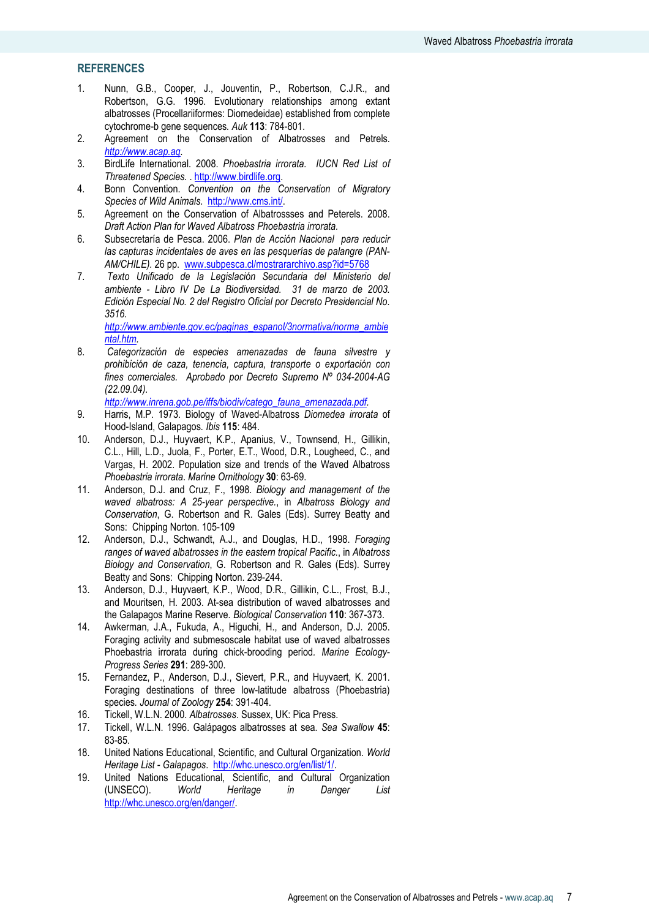## REFERENCES

1. Nunn, G.B., Cooper, J., Jouventin, P., Robertson, C.J.R., and Robertson, G.G. 1996. Evolutionary relationships among extant albatrosses (Procellariiformes: Diomedeidae) established from complete cytochrome-b gene sequences. *Auk* **113**: 784-801.
2. Agreement on the Conservation of Albatrosses and Petrels. *http://www.acap.aq*.
3. BirdLife International. 2008. *Phoebastria irrorata*. *IUCN Red List of Threatened Species*. . http://www.birdlife.org.
4. Bonn Convention. *Convention on the Conservation of Migratory Species of Wild Animals*. http://www.cms.int/.
5. Agreement on the Conservation of Albatrossses and Peterels. 2008. *Draft Action Plan for Waved Albatross Phoebastria irrorata.*
6. Subsecretaría de Pesca. 2006. *Plan de Acción Nacional para reducir las capturas incidentales de aves en las pesquerías de palangre (PAN-AM/CHILE).* 26 pp. www.subpesca.cl/mostrararchivo.asp?id=5768
7. *Texto Unificado de la Legislación Secundaria del Ministerio del ambiente - Libro IV De La Biodiversidad. 31 de marzo de 2003. Edición Especial No. 2 del Registro Oficial por Decreto Presidencial No. 3516.* *http://www.ambiente.gov.ec/paginas_espanol/3normativa/norma_ambiental.htm*.
8. *Categorización de especies amenazadas de fauna silvestre y prohibición de caza, tenencia, captura, transporte o exportación con fines comerciales. Aprobado por Decreto Supremo Nº 034-2004-AG (22.09.04).* *http://www.inrena.gob.pe/iffs/biodiv/catego_fauna_amenazada.pdf*.
9. Harris, M.P. 1973. Biology of Waved-Albatross *Diomedea irrorata* of Hood-Island, Galapagos. *Ibis* **115**: 484.
10. Anderson, D.J., Huyvaert, K.P., Apanius, V., Townsend, H., Gillikin, C.L., Hill, L.D., Juola, F., Porter, E.T., Wood, D.R., Lougheed, C., and Vargas, H. 2002. Population size and trends of the Waved Albatross *Phoebastria irrorata*. *Marine Ornithology* **30**: 63-69.
11. Anderson, D.J. and Cruz, F., 1998. *Biology and management of the waved albatross: A 25-year perspective.*, in *Albatross Biology and Conservation*, G. Robertson and R. Gales (Eds). Surrey Beatty and Sons: Chipping Norton. 105-109
12. Anderson, D.J., Schwandt, A.J., and Douglas, H.D., 1998. *Foraging ranges of waved albatrosses in the eastern tropical Pacific.*, in *Albatross Biology and Conservation*, G. Robertson and R. Gales (Eds). Surrey Beatty and Sons: Chipping Norton. 239-244.
13. Anderson, D.J., Huyvaert, K.P., Wood, D.R., Gillikin, C.L., Frost, B.J., and Mouritsen, H. 2003. At-sea distribution of waved albatrosses and the Galapagos Marine Reserve. *Biological Conservation* **110**: 367-373.
14. Awkerman, J.A., Fukuda, A., Higuchi, H., and Anderson, D.J. 2005. Foraging activity and submesoscale habitat use of waved albatrosses Phoebastria irrorata during chick-brooding period. *Marine Ecology-Progress Series* **291**: 289-300.
15. Fernandez, P., Anderson, D.J., Sievert, P.R., and Huyvaert, K. 2001. Foraging destinations of three low-latitude albatross (Phoebastria) species. *Journal of Zoology* **254**: 391-404.
16. Tickell, W.L.N. 2000. *Albatrosses*. Sussex, UK: Pica Press.
17. Tickell, W.L.N. 1996. Galápagos albatrosses at sea. *Sea Swallow* **45**: 83-85.
18. United Nations Educational, Scientific, and Cultural Organization. *World Heritage List - Galapagos*. http://whc.unesco.org/en/list/1/.
19. United Nations Educational, Scientific, and Cultural Organization (UNSECO). *World Heritage in Danger List* http://whc.unesco.org/en/danger/.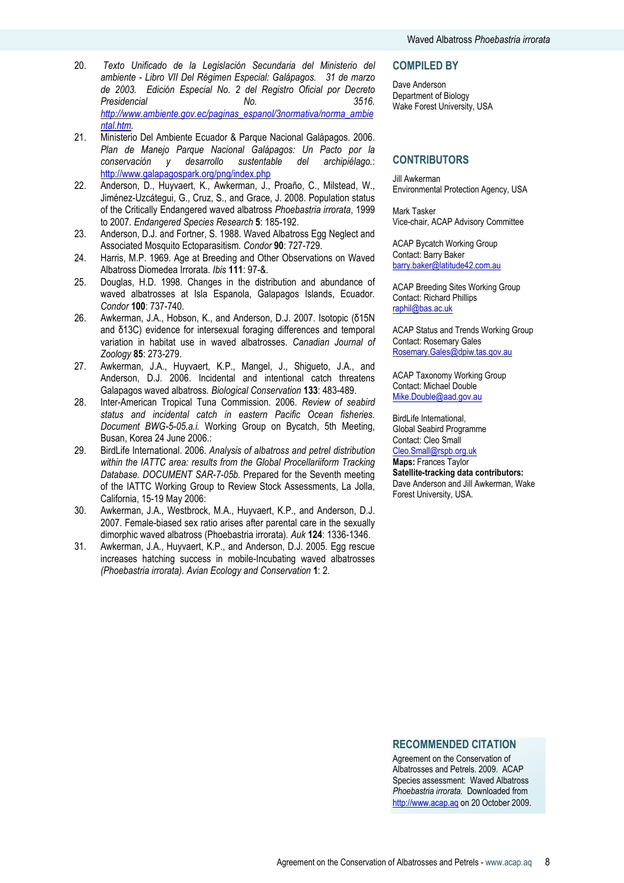20. *Texto Unificado de la Legislación Secundaria del Ministerio del ambiente - Libro VII Del Régimen Especial: Galápagos. 31 de marzo de 2003. Edición Especial No. 2 del Registro Oficial por Decreto Presidencial No. 3516.* http://www.ambiente.gov.ec/paginas_espanol/3normativa/norma_ambiental.htm.
21. Ministerio Del Ambiente Ecuador & Parque Nacional Galápagos. 2006. *Plan de Manejo Parque Nacional Galápagos: Un Pacto por la conservación y desarrollo sustentable del archipiélago.*: http://www.galapagospark.org/png/index.php
22. Anderson, D., Huyvaert, K., Awkerman, J., Proaño, C., Milstead, W., Jiménez-Uzcátegui, G., Cruz, S., and Grace, J. 2008. Population status of the Critically Endangered waved albatross *Phoebastria irrorata*, 1999 to 2007. *Endangered Species Research* **5**: 185-192.
23. Anderson, D.J. and Fortner, S. 1988. Waved Albatross Egg Neglect and Associated Mosquito Ectoparasitism. *Condor* **90**: 727-729.
24. Harris, M.P. 1969. Age at Breeding and Other Observations on Waved Albatross Diomedea Irrorata. *Ibis* **111**: 97-&.
25. Douglas, H.D. 1998. Changes in the distribution and abundance of waved albatrosses at Isla Espanola, Galapagos Islands, Ecuador. *Condor* **100**: 737-740.
26. Awkerman, J.A., Hobson, K., and Anderson, D.J. 2007. Isotopic (δ15N and δ13C) evidence for intersexual foraging differences and temporal variation in habitat use in waved albatrosses. *Canadian Journal of Zoology* **85**: 273-279.
27. Awkerman, J.A., Huyvaert, K.P., Mangel, J., Shigueto, J.A., and Anderson, D.J. 2006. Incidental and intentional catch threatens Galapagos waved albatross. *Biological Conservation* **133**: 483-489.
28. Inter-American Tropical Tuna Commission. 2006. *Review of seabird status and incidental catch in eastern Pacific Ocean fisheries. Document BWG-5-05.a.i.* Working Group on Bycatch, 5th Meeting, Busan, Korea 24 June 2006.:
29. BirdLife International. 2006. *Analysis of albatross and petrel distribution within the IATTC area: results from the Global Procellariiform Tracking Database. DOCUMENT SAR-7-05b.* Prepared for the Seventh meeting of the IATTC Working Group to Review Stock Assessments, La Jolla, California, 15-19 May 2006:
30. Awkerman, J.A., Westbrock, M.A., Huyvaert, K.P., and Anderson, D.J. 2007. Female-biased sex ratio arises after parental care in the sexually dimorphic waved albatross (Phoebastria irrorata). *Auk* **124**: 1336-1346.
31. Awkerman, J.A., Huyvaert, K.P., and Anderson, D.J. 2005. Egg rescue increases hatching success in mobile-Incubating waved albatrosses *(Phoebastria irrorata). Avian Ecology and Conservation* **1**: 2.

## COMPILED BY

Dave Anderson
Department of Biology
Wake Forest University, USA

## CONTRIBUTORS

Jill Awkerman
Environmental Protection Agency, USA

Mark Tasker
Vice-chair, ACAP Advisory Committee

ACAP Bycatch Working Group
Contact: Barry Baker
barry.baker@latitude42.com.au

ACAP Breeding Sites Working Group
Contact: Richard Phillips
raphil@bas.ac.uk

ACAP Status and Trends Working Group
Contact: Rosemary Gales
Rosemary.Gales@dpiw.tas.gov.au

ACAP Taxonomy Working Group
Contact: Michael Double
Mike.Double@aad.gov.au

BirdLife International,
Global Seabird Programme
Contact: Cleo Small
Cleo.Small@rspb.org.uk
**Maps:** Frances Taylor
**Satellite-tracking data contributors:**
Dave Anderson and Jill Awkerman, Wake Forest University, USA.

## RECOMMENDED CITATION

Agreement on the Conservation of Albatrosses and Petrels. 2009. ACAP Species assessment: Waved Albatross *Phoebastria irrorata.* Downloaded from http://www.acap.aq on 20 October 2009.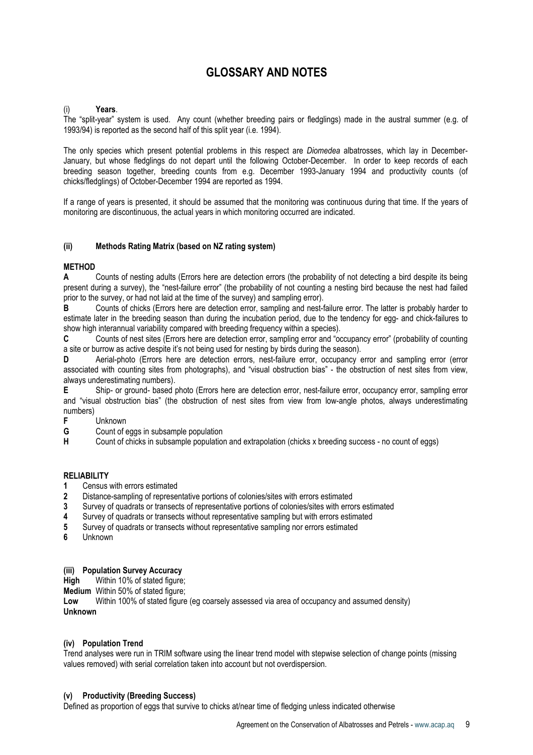# GLOSSARY AND NOTES

(i) **Years**.

The "split-year" system is used. Any count (whether breeding pairs or fledglings) made in the austral summer (e.g. of 1993/94) is reported as the second half of this split year (i.e. 1994).

The only species which present potential problems in this respect are *Diomedea* albatrosses, which lay in December-January, but whose fledglings do not depart until the following October-December. In order to keep records of each breeding season together, breeding counts from e.g. December 1993-January 1994 and productivity counts (of chicks/fledglings) of October-December 1994 are reported as 1994.

If a range of years is presented, it should be assumed that the monitoring was continuous during that time. If the years of monitoring are discontinuous, the actual years in which monitoring occurred are indicated.

### (ii) Methods Rating Matrix (based on NZ rating system)

**METHOD**

**A** Counts of nesting adults (Errors here are detection errors (the probability of not detecting a bird despite its being present during a survey), the "nest-failure error" (the probability of not counting a nesting bird because the nest had failed prior to the survey, or had not laid at the time of the survey) and sampling error).

**B** Counts of chicks (Errors here are detection error, sampling and nest-failure error. The latter is probably harder to estimate later in the breeding season than during the incubation period, due to the tendency for egg- and chick-failures to show high interannual variability compared with breeding frequency within a species).

**C** Counts of nest sites (Errors here are detection error, sampling error and "occupancy error" (probability of counting a site or burrow as active despite it's not being used for nesting by birds during the season).

**D** Aerial-photo (Errors here are detection errors, nest-failure error, occupancy error and sampling error (error associated with counting sites from photographs), and "visual obstruction bias" - the obstruction of nest sites from view, always underestimating numbers).

**E** Ship- or ground- based photo (Errors here are detection error, nest-failure error, occupancy error, sampling error and "visual obstruction bias" (the obstruction of nest sites from view from low-angle photos, always underestimating numbers)

**F** Unknown

**G** Count of eggs in subsample population

**H** Count of chicks in subsample population and extrapolation (chicks x breeding success - no count of eggs)

**RELIABILITY**

**1** Census with errors estimated

**2** Distance-sampling of representative portions of colonies/sites with errors estimated

**3** Survey of quadrats or transects of representative portions of colonies/sites with errors estimated

**4** Survey of quadrats or transects without representative sampling but with errors estimated

**5** Survey of quadrats or transects without representative sampling nor errors estimated

**6** Unknown

### (iii) Population Survey Accuracy

**High** Within 10% of stated figure;

**Medium** Within 50% of stated figure;

**Low** Within 100% of stated figure (eg coarsely assessed via area of occupancy and assumed density)

**Unknown**

### (iv) Population Trend

Trend analyses were run in TRIM software using the linear trend model with stepwise selection of change points (missing values removed) with serial correlation taken into account but not overdispersion.

### (v) Productivity (Breeding Success)

Defined as proportion of eggs that survive to chicks at/near time of fledging unless indicated otherwise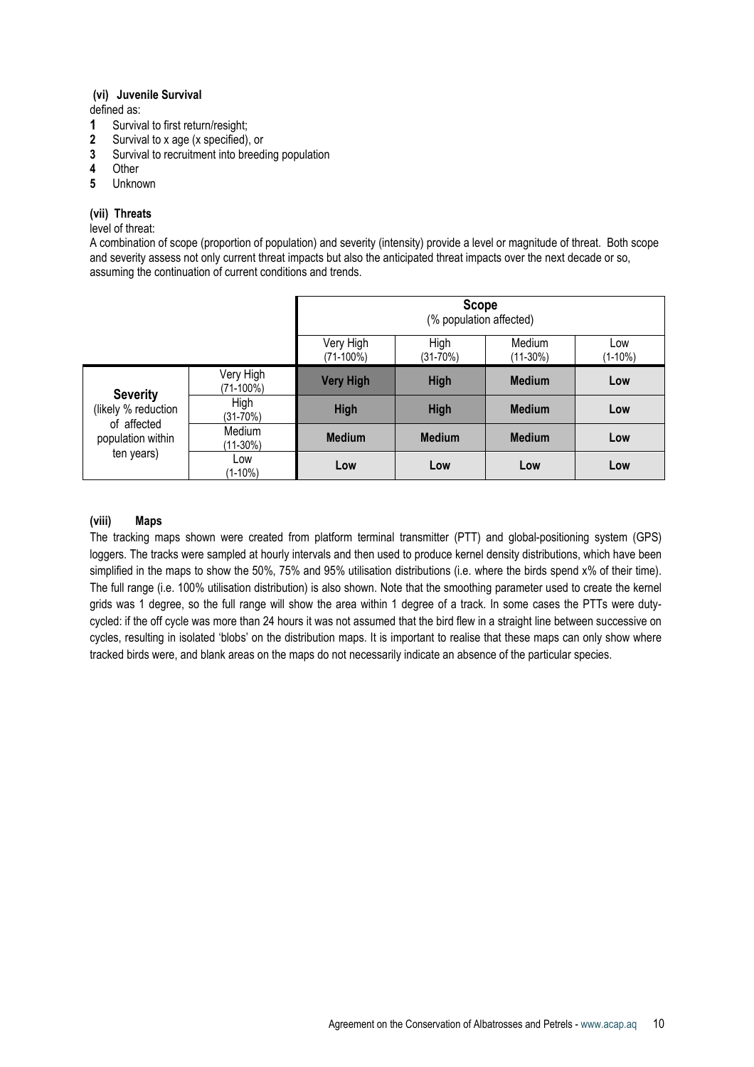**(vi) Juvenile Survival**

defined as:

**1** Survival to first return/resight;
**2** Survival to x age (x specified), or
**3** Survival to recruitment into breeding population
**4** Other
**5** Unknown

**(vii) Threats**

level of threat:

A combination of scope (proportion of population) and severity (intensity) provide a level or magnitude of threat. Both scope and severity assess not only current threat impacts but also the anticipated threat impacts over the next decade or so, assuming the continuation of current conditions and trends.

| | | **Scope** (% population affected) | | | |
|---|---|---|---|---|---|
| | | Very High (71-100%) | High (31-70%) | Medium (11-30%) | Low (1-10%) |
| **Severity** (likely % reduction of affected population within ten years) | Very High (71-100%) | **Very High** | **High** | **Medium** | **Low** |
| | High (31-70%) | **High** | **High** | **Medium** | **Low** |
| | Medium (11-30%) | **Medium** | **Medium** | **Medium** | **Low** |
| | Low (1-10%) | **Low** | **Low** | **Low** | **Low** |

**(viii) Maps**

The tracking maps shown were created from platform terminal transmitter (PTT) and global-positioning system (GPS) loggers. The tracks were sampled at hourly intervals and then used to produce kernel density distributions, which have been simplified in the maps to show the 50%, 75% and 95% utilisation distributions (i.e. where the birds spend x% of their time). The full range (i.e. 100% utilisation distribution) is also shown. Note that the smoothing parameter used to create the kernel grids was 1 degree, so the full range will show the area within 1 degree of a track. In some cases the PTTs were duty-cycled: if the off cycle was more than 24 hours it was not assumed that the bird flew in a straight line between successive on cycles, resulting in isolated 'blobs' on the distribution maps. It is important to realise that these maps can only show where tracked birds were, and blank areas on the maps do not necessarily indicate an absence of the particular species.